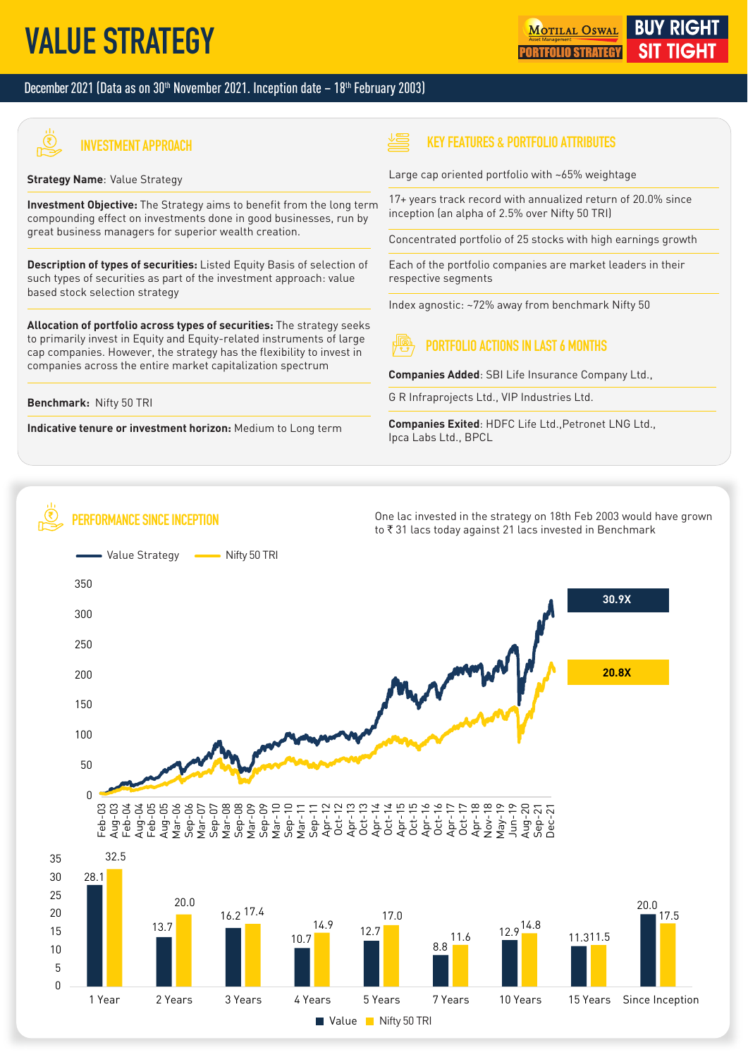# VALUE STRATEGY

MOTILAL OSWAL Asset Management PORTFOLIO STRATEGY | BUY RIGHT SIT TIGHT

December 2021 (Data as on 30th November 2021. Inception date – 18th February 2003)

## INVESTMENT APPROACH

**Strategy Name**: Value Strategy

**Investment Objective:** The Strategy aims to benefit from the long term compounding effect on investments done in good businesses, run by great business managers for superior wealth creation.

**Description of types of securities:** Listed Equity Basis of selection of such types of securities as part of the investment approach: value based stock selection strategy

**Allocation of portfolio across types of securities:** The strategy seeks to primarily invest in Equity and Equity-related instruments of large cap companies. However, the strategy has the flexibility to invest in companies across the entire market capitalization spectrum

**Benchmark:** Nifty 50 TRI

**Indicative tenure or investment horizon:** Medium to Long term

## KEY FEATURES & PORTFOLIO ATTRIBUTES

Large cap oriented portfolio with ~65% weightage

17+ years track record with annualized return of 20.0% since inception (an alpha of 2.5% over Nifty 50 TRI)

Concentrated portfolio of 25 stocks with high earnings growth

Each of the portfolio companies are market leaders in their respective segments

Index agnostic: ~72% away from benchmark Nifty 50

## PORTFOLIO ACTIONS IN LAST 6 MONTHS

**Companies Added**: SBI Life Insurance Company Ltd., G R Infraprojects Ltd., VIP Industries Ltd.

**Companies Exited**: HDFC Life Ltd.,Petronet LNG Ltd., Ipca Labs Ltd., BPCL

## PERFORMANCE SINCE INCEPTION

One lac invested in the strategy on 18th Feb 2003 would have grown to ₹ 31 lacs today against 21 lacs invested in Benchmark

Value Strategy: 30.9X | Nifty 50 TRI: 20.8X

| Period | Value | Nifty 50 TRI |
|---|---|---|
| 1 Year | 28.1 | 32.5 |
| 2 Years | 13.7 | 20.0 |
| 3 Years | 16.2 | 17.4 |
| 4 Years | 10.7 | 14.9 |
| 5 Years | 12.7 | 17.0 |
| 7 Years | 8.8 | 11.6 |
| 10 Years | 12.9 | 14.8 |
| 15 Years | 11.3 | 11.5 |
| Since Inception | 20.0 | 17.5 |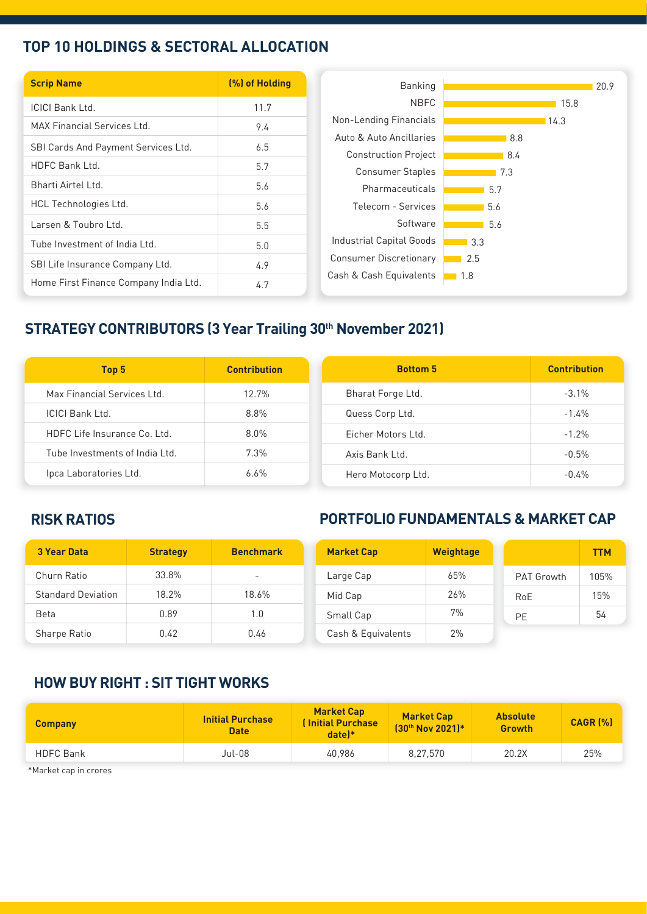## TOP 10 HOLDINGS & SECTORAL ALLOCATION

| Scrip Name | (%) of Holding |
|---|---|
| ICICI Bank Ltd. | 11.7 |
| MAX Financial Services Ltd. | 9.4 |
| SBI Cards And Payment Services Ltd. | 6.5 |
| HDFC Bank Ltd. | 5.7 |
| Bharti Airtel Ltd. | 5.6 |
| HCL Technologies Ltd. | 5.6 |
| Larsen & Toubro Ltd. | 5.5 |
| Tube Investment of India Ltd. | 5.0 |
| SBI Life Insurance Company Ltd. | 4.9 |
| Home First Finance Company India Ltd. | 4.7 |

| Sector | Allocation |
|---|---|
| Banking | 20.9 |
| NBFC | 15.8 |
| Non-Lending Financials | 14.3 |
| Auto & Auto Ancillaries | 8.8 |
| Construction Project | 8.4 |
| Consumer Staples | 7.3 |
| Pharmaceuticals | 5.7 |
| Telecom - Services | 5.6 |
| Software | 5.6 |
| Industrial Capital Goods | 3.3 |
| Consumer Discretionary | 2.5 |
| Cash & Cash Equivalents | 1.8 |

## STRATEGY CONTRIBUTORS (3 Year Trailing 30th November 2021)

| Top 5 | Contribution |
|---|---|
| Max Financial Services Ltd. | 12.7% |
| ICICI Bank Ltd. | 8.8% |
| HDFC Life Insurance Co. Ltd. | 8.0% |
| Tube Investments of India Ltd. | 7.3% |
| Ipca Laboratories Ltd. | 6.6% |

| Bottom 5 | Contribution |
|---|---|
| Bharat Forge Ltd. | -3.1% |
| Quess Corp Ltd. | -1.4% |
| Eicher Motors Ltd. | -1.2% |
| Axis Bank Ltd. | -0.5% |
| Hero Motocorp Ltd. | -0.4% |

## RISK RATIOS

| 3 Year Data | Strategy | Benchmark |
|---|---|---|
| Churn Ratio | 33.8% | - |
| Standard Deviation | 18.2% | 18.6% |
| Beta | 0.89 | 1.0 |
| Sharpe Ratio | 0.42 | 0.46 |

## PORTFOLIO FUNDAMENTALS & MARKET CAP

| Market Cap | Weightage |
|---|---|
| Large Cap | 65% |
| Mid Cap | 26% |
| Small Cap | 7% |
| Cash & Equivalents | 2% |

| | TTM |
|---|---|
| PAT Growth | 105% |
| RoE | 15% |
| PE | 54 |

## HOW BUY RIGHT : SIT TIGHT WORKS

| Company | Initial Purchase Date | Market Cap ( Initial Purchase date)* | Market Cap (30th Nov 2021)* | Absolute Growth | CAGR (%) |
|---|---|---|---|---|---|
| HDFC Bank | Jul-08 | 40,986 | 8,27,570 | 20.2X | 25% |

*Market cap in crores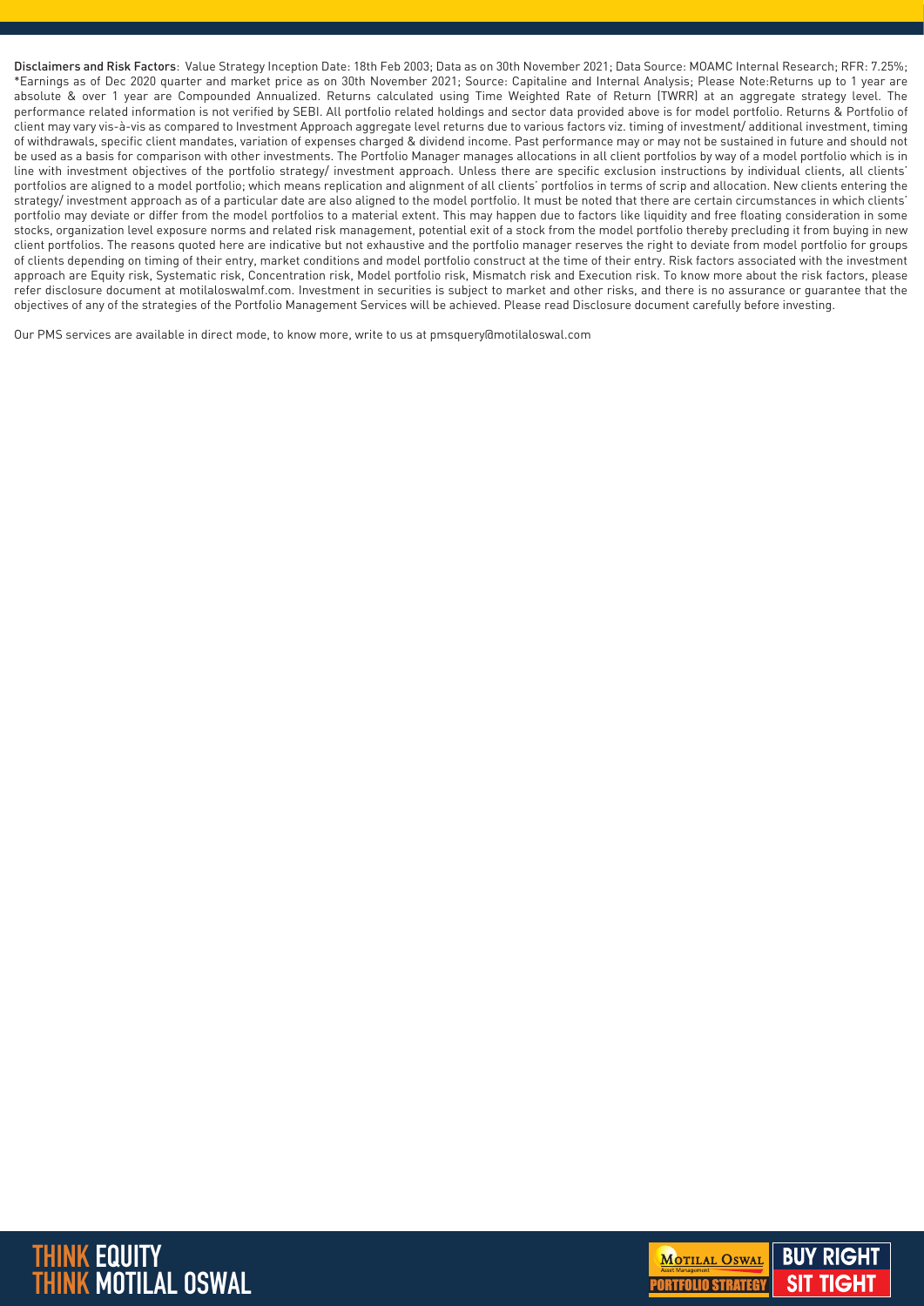**Disclaimers and Risk Factors**: Value Strategy Inception Date: 18th Feb 2003; Data as on 30th November 2021; Data Source: MOAMC Internal Research; RFR: 7.25%; *Earnings as of Dec 2020 quarter and market price as on 30th November 2021; Source: Capitaline and Internal Analysis; Please Note:Returns up to 1 year are absolute & over 1 year are Compounded Annualized. Returns calculated using Time Weighted Rate of Return (TWRR) at an aggregate strategy level. The performance related information is not verified by SEBI. All portfolio related holdings and sector data provided above is for model portfolio. Returns & Portfolio of client may vary vis-à-vis as compared to Investment Approach aggregate level returns due to various factors viz. timing of investment/ additional investment, timing of withdrawals, specific client mandates, variation of expenses charged & dividend income. Past performance may or may not be sustained in future and should not be used as a basis for comparison with other investments. The Portfolio Manager manages allocations in all client portfolios by way of a model portfolio which is in line with investment objectives of the portfolio strategy/ investment approach. Unless there are specific exclusion instructions by individual clients, all clients' portfolios are aligned to a model portfolio; which means replication and alignment of all clients' portfolios in terms of scrip and allocation. New clients entering the strategy/ investment approach as of a particular date are also aligned to the model portfolio. It must be noted that there are certain circumstances in which clients' portfolio may deviate or differ from the model portfolios to a material extent. This may happen due to factors like liquidity and free floating consideration in some stocks, organization level exposure norms and related risk management, potential exit of a stock from the model portfolio thereby precluding it from buying in new client portfolios. The reasons quoted here are indicative but not exhaustive and the portfolio manager reserves the right to deviate from model portfolio for groups of clients depending on timing of their entry, market conditions and model portfolio construct at the time of their entry. Risk factors associated with the investment approach are Equity risk, Systematic risk, Concentration risk, Model portfolio risk, Mismatch risk and Execution risk. To know more about the risk factors, please refer disclosure document at motilaloswalmf.com. Investment in securities is subject to market and other risks, and there is no assurance or guarantee that the objectives of any of the strategies of the Portfolio Management Services will be achieved. Please read Disclosure document carefully before investing.

Our PMS services are available in direct mode, to know more, write to us at pmsquery@motilaloswal.com

THINK EQUITY
THINK MOTILAL OSWAL

MOTILAL OSWAL Asset Management PORTFOLIO STRATEGY | BUY RIGHT SIT TIGHT